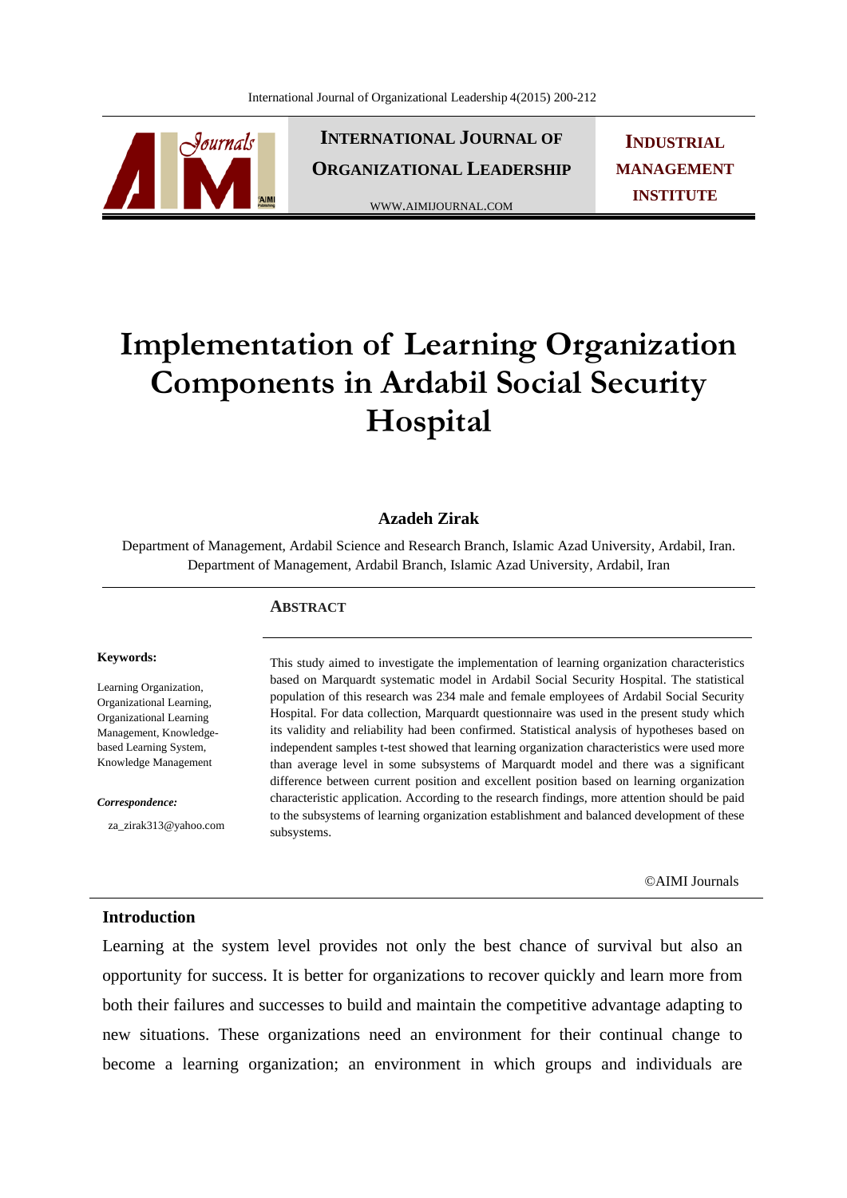# Implementation of Learning Organization Components in Ardabil Social Security Hospital

**Azadeh Zirak**

Department of Management, Ardabil Science and Research Branch, Islamic Azad University, Ardabil, Iran.
Department of Management, Ardabil Branch, Islamic Azad University, Ardabil, Iran

## Abstract

**Keywords:**

Learning Organization, Organizational Learning, Organizational Learning Management, Knowledge-based Learning System, Knowledge Management

***Correspondence:***

za_zirak313@yahoo.com

This study aimed to investigate the implementation of learning organization characteristics based on Marquardt systematic model in Ardabil Social Security Hospital. The statistical population of this research was 234 male and female employees of Ardabil Social Security Hospital. For data collection, Marquardt questionnaire was used in the present study which its validity and reliability had been confirmed. Statistical analysis of hypotheses based on independent samples t-test showed that learning organization characteristics were used more than average level in some subsystems of Marquardt model and there was a significant difference between current position and excellent position based on learning organization characteristic application. According to the research findings, more attention should be paid to the subsystems of learning organization establishment and balanced development of these subsystems.

©AIMI Journals

## Introduction

Learning at the system level provides not only the best chance of survival but also an opportunity for success. It is better for organizations to recover quickly and learn more from both their failures and successes to build and maintain the competitive advantage adapting to new situations. These organizations need an environment for their continual change to become a learning organization; an environment in which groups and individuals are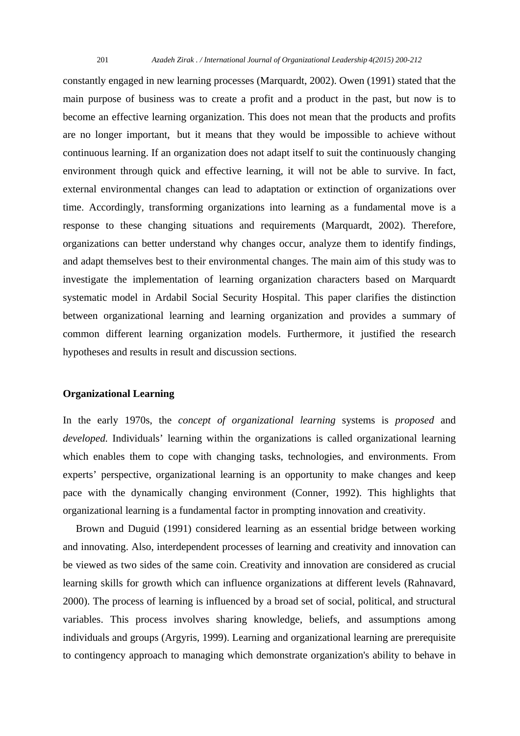constantly engaged in new learning processes (Marquardt, 2002). Owen (1991) stated that the main purpose of business was to create a profit and a product in the past, but now is to become an effective learning organization. This does not mean that the products and profits are no longer important, but it means that they would be impossible to achieve without continuous learning. If an organization does not adapt itself to suit the continuously changing environment through quick and effective learning, it will not be able to survive. In fact, external environmental changes can lead to adaptation or extinction of organizations over time. Accordingly, transforming organizations into learning as a fundamental move is a response to these changing situations and requirements (Marquardt, 2002). Therefore, organizations can better understand why changes occur, analyze them to identify findings, and adapt themselves best to their environmental changes. The main aim of this study was to investigate the implementation of learning organization characters based on Marquardt systematic model in Ardabil Social Security Hospital. This paper clarifies the distinction between organizational learning and learning organization and provides a summary of common different learning organization models. Furthermore, it justified the research hypotheses and results in result and discussion sections.

## Organizational Learning

In the early 1970s, the *concept of organizational learning* systems is *proposed* and *developed.* Individuals' learning within the organizations is called organizational learning which enables them to cope with changing tasks, technologies, and environments. From experts' perspective, organizational learning is an opportunity to make changes and keep pace with the dynamically changing environment (Conner, 1992). This highlights that organizational learning is a fundamental factor in prompting innovation and creativity.

Brown and Duguid (1991) considered learning as an essential bridge between working and innovating. Also, interdependent processes of learning and creativity and innovation can be viewed as two sides of the same coin. Creativity and innovation are considered as crucial learning skills for growth which can influence organizations at different levels (Rahnavard, 2000). The process of learning is influenced by a broad set of social, political, and structural variables. This process involves sharing knowledge, beliefs, and assumptions among individuals and groups (Argyris, 1999). Learning and organizational learning are prerequisite to contingency approach to managing which demonstrate organization's ability to behave in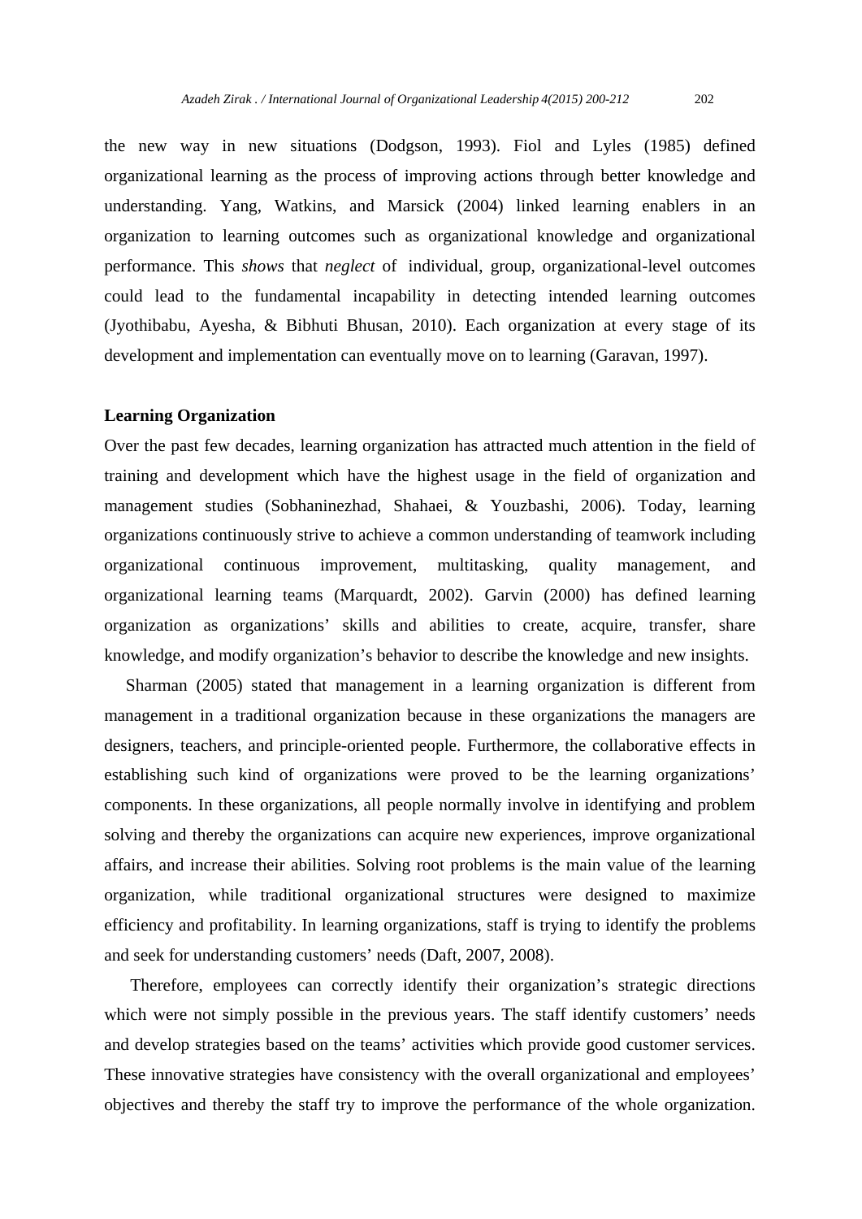the new way in new situations (Dodgson, 1993). Fiol and Lyles (1985) defined organizational learning as the process of improving actions through better knowledge and understanding. Yang, Watkins, and Marsick (2004) linked learning enablers in an organization to learning outcomes such as organizational knowledge and organizational performance. This *shows* that *neglect* of individual, group, organizational-level outcomes could lead to the fundamental incapability in detecting intended learning outcomes (Jyothibabu, Ayesha, & Bibhuti Bhusan, 2010). Each organization at every stage of its development and implementation can eventually move on to learning (Garavan, 1997).

**Learning Organization**

Over the past few decades, learning organization has attracted much attention in the field of training and development which have the highest usage in the field of organization and management studies (Sobhaninezhad, Shahaei, & Youzbashi, 2006). Today, learning organizations continuously strive to achieve a common understanding of teamwork including organizational continuous improvement, multitasking, quality management, and organizational learning teams (Marquardt, 2002). Garvin (2000) has defined learning organization as organizations' skills and abilities to create, acquire, transfer, share knowledge, and modify organization's behavior to describe the knowledge and new insights.

Sharman (2005) stated that management in a learning organization is different from management in a traditional organization because in these organizations the managers are designers, teachers, and principle-oriented people. Furthermore, the collaborative effects in establishing such kind of organizations were proved to be the learning organizations' components. In these organizations, all people normally involve in identifying and problem solving and thereby the organizations can acquire new experiences, improve organizational affairs, and increase their abilities. Solving root problems is the main value of the learning organization, while traditional organizational structures were designed to maximize efficiency and profitability. In learning organizations, staff is trying to identify the problems and seek for understanding customers' needs (Daft, 2007, 2008).

Therefore, employees can correctly identify their organization's strategic directions which were not simply possible in the previous years. The staff identify customers' needs and develop strategies based on the teams' activities which provide good customer services. These innovative strategies have consistency with the overall organizational and employees' objectives and thereby the staff try to improve the performance of the whole organization.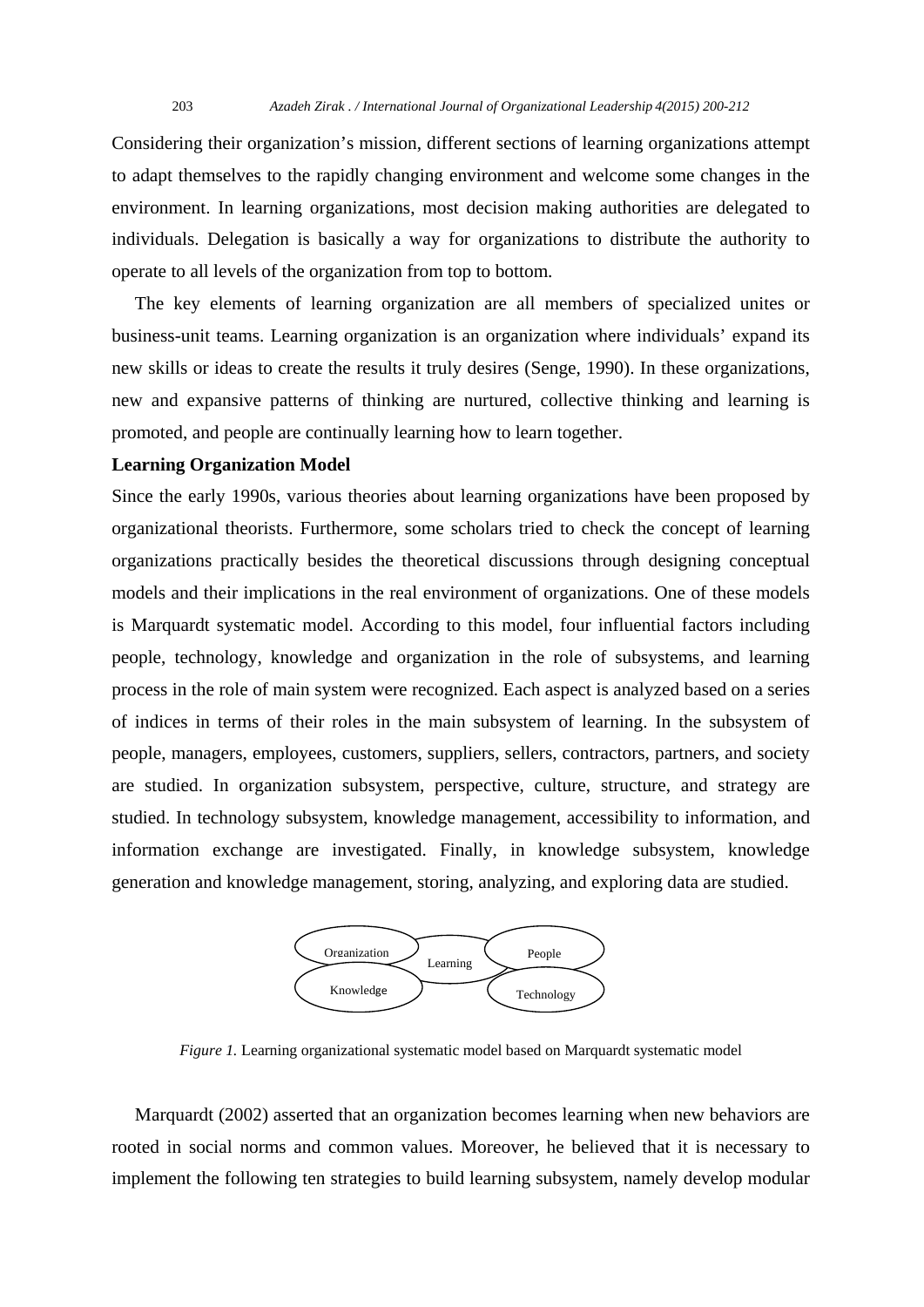Considering their organization's mission, different sections of learning organizations attempt to adapt themselves to the rapidly changing environment and welcome some changes in the environment. In learning organizations, most decision making authorities are delegated to individuals. Delegation is basically a way for organizations to distribute the authority to operate to all levels of the organization from top to bottom.

The key elements of learning organization are all members of specialized unites or business-unit teams. Learning organization is an organization where individuals' expand its new skills or ideas to create the results it truly desires (Senge, 1990). In these organizations, new and expansive patterns of thinking are nurtured, collective thinking and learning is promoted, and people are continually learning how to learn together.

**Learning Organization Model**

Since the early 1990s, various theories about learning organizations have been proposed by organizational theorists. Furthermore, some scholars tried to check the concept of learning organizations practically besides the theoretical discussions through designing conceptual models and their implications in the real environment of organizations. One of these models is Marquardt systematic model. According to this model, four influential factors including people, technology, knowledge and organization in the role of subsystems, and learning process in the role of main system were recognized. Each aspect is analyzed based on a series of indices in terms of their roles in the main subsystem of learning. In the subsystem of people, managers, employees, customers, suppliers, sellers, contractors, partners, and society are studied. In organization subsystem, perspective, culture, structure, and strategy are studied. In technology subsystem, knowledge management, accessibility to information, and information exchange are investigated. Finally, in knowledge subsystem, knowledge generation and knowledge management, storing, analyzing, and exploring data are studied.

Organization | Learning | People | Knowledge | Technology

*Figure 1.* Learning organizational systematic model based on Marquardt systematic model

Marquardt (2002) asserted that an organization becomes learning when new behaviors are rooted in social norms and common values. Moreover, he believed that it is necessary to implement the following ten strategies to build learning subsystem, namely develop modular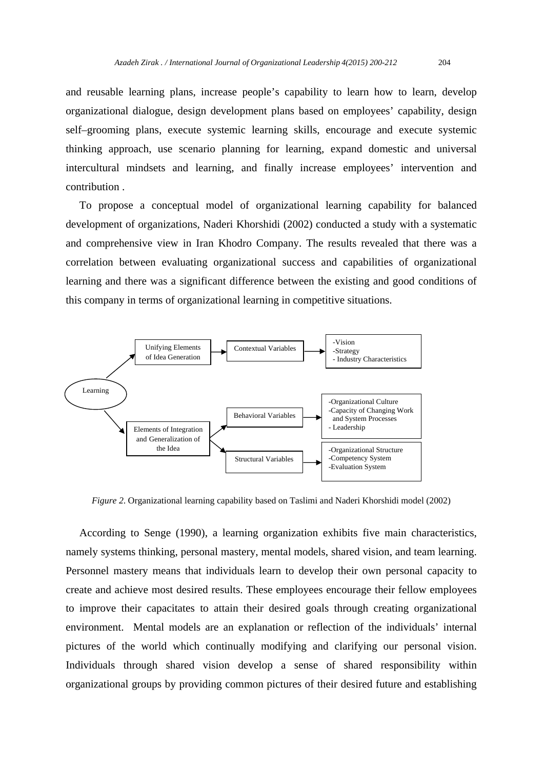and reusable learning plans, increase people's capability to learn how to learn, develop organizational dialogue, design development plans based on employees' capability, design self–grooming plans, execute systemic learning skills, encourage and execute systemic thinking approach, use scenario planning for learning, expand domestic and universal intercultural mindsets and learning, and finally increase employees' intervention and contribution .

To propose a conceptual model of organizational learning capability for balanced development of organizations, Naderi Khorshidi (2002) conducted a study with a systematic and comprehensive view in Iran Khodro Company. The results revealed that there was a correlation between evaluating organizational success and capabilities of organizational learning and there was a significant difference between the existing and good conditions of this company in terms of organizational learning in competitive situations.

Learning → Unifying Elements of Idea Generation → Contextual Variables → -Vision -Strategy - Industry Characteristics

Learning → Elements of Integration and Generalization of the Idea → Behavioral Variables → -Organizational Culture -Capacity of Changing Work and System Processes - Leadership

Elements of Integration and Generalization of the Idea → Structural Variables → -Organizational Structure -Competency System -Evaluation System

*Figure 2.* Organizational learning capability based on Taslimi and Naderi Khorshidi model (2002)

According to Senge (1990), a learning organization exhibits five main characteristics, namely systems thinking, personal mastery, mental models, shared vision, and team learning. Personnel mastery means that individuals learn to develop their own personal capacity to create and achieve most desired results. These employees encourage their fellow employees to improve their capacitates to attain their desired goals through creating organizational environment. Mental models are an explanation or reflection of the individuals' internal pictures of the world which continually modifying and clarifying our personal vision. Individuals through shared vision develop a sense of shared responsibility within organizational groups by providing common pictures of their desired future and establishing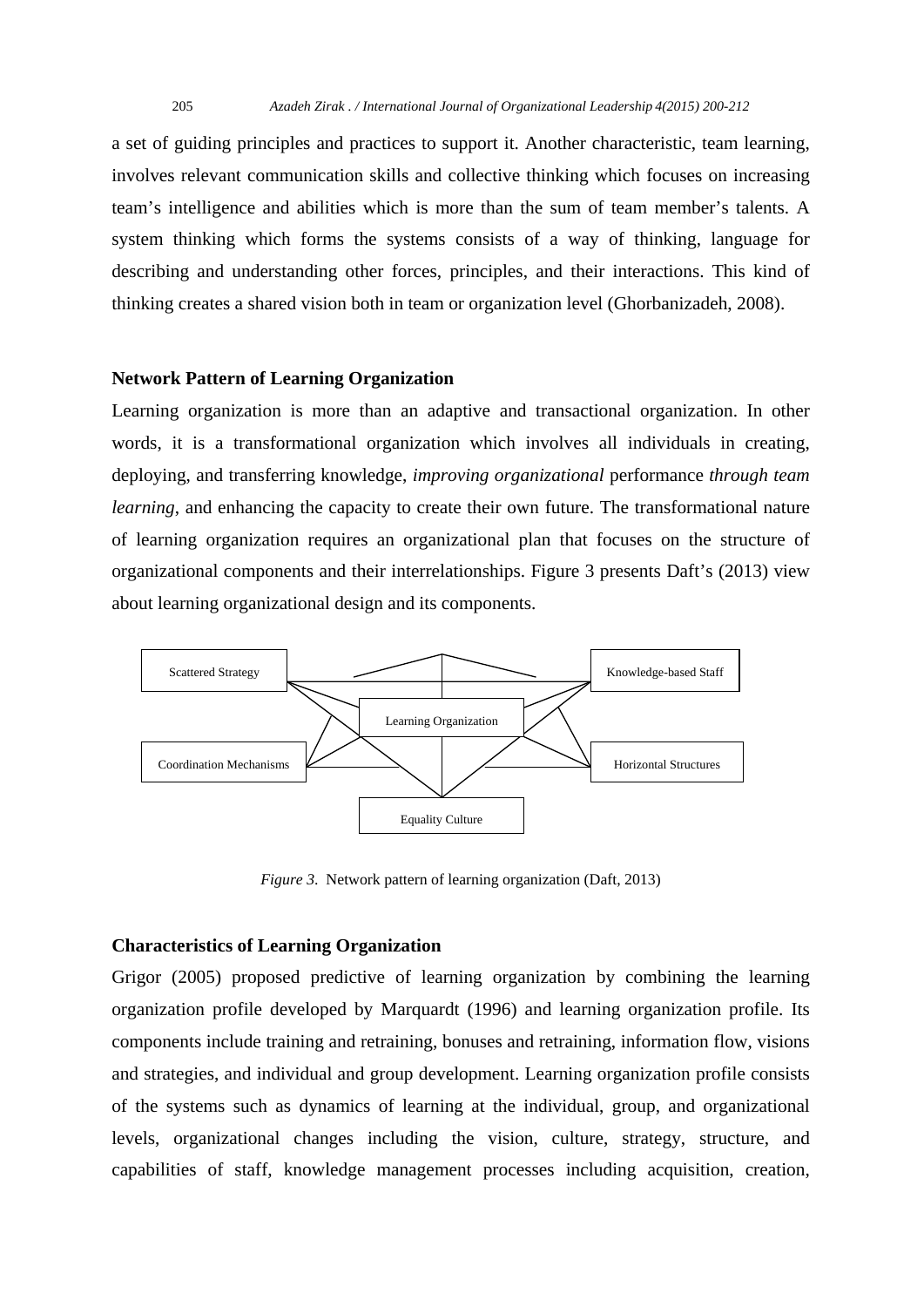a set of guiding principles and practices to support it. Another characteristic, team learning, involves relevant communication skills and collective thinking which focuses on increasing team's intelligence and abilities which is more than the sum of team member's talents. A system thinking which forms the systems consists of a way of thinking, language for describing and understanding other forces, principles, and their interactions. This kind of thinking creates a shared vision both in team or organization level (Ghorbanizadeh, 2008).

## Network Pattern of Learning Organization

Learning organization is more than an adaptive and transactional organization. In other words, it is a transformational organization which involves all individuals in creating, deploying, and transferring knowledge, *improving organizational* performance *through team learning*, and enhancing the capacity to create their own future. The transformational nature of learning organization requires an organizational plan that focuses on the structure of organizational components and their interrelationships. Figure 3 presents Daft's (2013) view about learning organizational design and its components.

Scattered Strategy

Knowledge-based Staff

Learning Organization

Coordination Mechanisms

Horizontal Structures

Equality Culture

*Figure 3*. Network pattern of learning organization (Daft, 2013)

## Characteristics of Learning Organization

Grigor (2005) proposed predictive of learning organization by combining the learning organization profile developed by Marquardt (1996) and learning organization profile. Its components include training and retraining, bonuses and retraining, information flow, visions and strategies, and individual and group development. Learning organization profile consists of the systems such as dynamics of learning at the individual, group, and organizational levels, organizational changes including the vision, culture, strategy, structure, and capabilities of staff, knowledge management processes including acquisition, creation,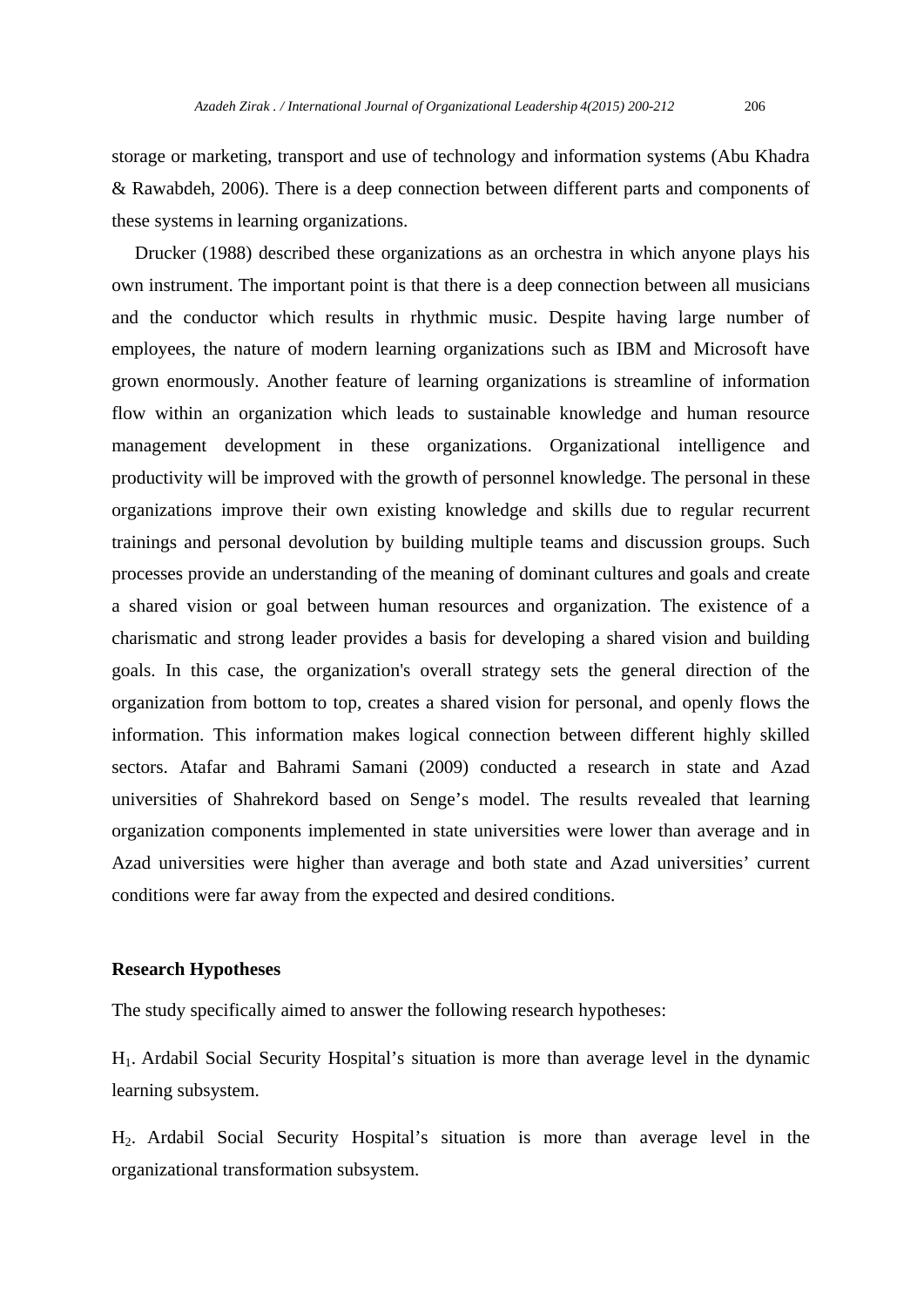storage or marketing, transport and use of technology and information systems (Abu Khadra & Rawabdeh, 2006). There is a deep connection between different parts and components of these systems in learning organizations.

Drucker (1988) described these organizations as an orchestra in which anyone plays his own instrument. The important point is that there is a deep connection between all musicians and the conductor which results in rhythmic music. Despite having large number of employees, the nature of modern learning organizations such as IBM and Microsoft have grown enormously. Another feature of learning organizations is streamline of information flow within an organization which leads to sustainable knowledge and human resource management development in these organizations. Organizational intelligence and productivity will be improved with the growth of personnel knowledge. The personal in these organizations improve their own existing knowledge and skills due to regular recurrent trainings and personal devolution by building multiple teams and discussion groups. Such processes provide an understanding of the meaning of dominant cultures and goals and create a shared vision or goal between human resources and organization. The existence of a charismatic and strong leader provides a basis for developing a shared vision and building goals. In this case, the organization's overall strategy sets the general direction of the organization from bottom to top, creates a shared vision for personal, and openly flows the information. This information makes logical connection between different highly skilled sectors. Atafar and Bahrami Samani (2009) conducted a research in state and Azad universities of Shahrekord based on Senge's model. The results revealed that learning organization components implemented in state universities were lower than average and in Azad universities were higher than average and both state and Azad universities' current conditions were far away from the expected and desired conditions.

**Research Hypotheses**

The study specifically aimed to answer the following research hypotheses:

$H_1$. Ardabil Social Security Hospital's situation is more than average level in the dynamic learning subsystem.

$H_2$. Ardabil Social Security Hospital's situation is more than average level in the organizational transformation subsystem.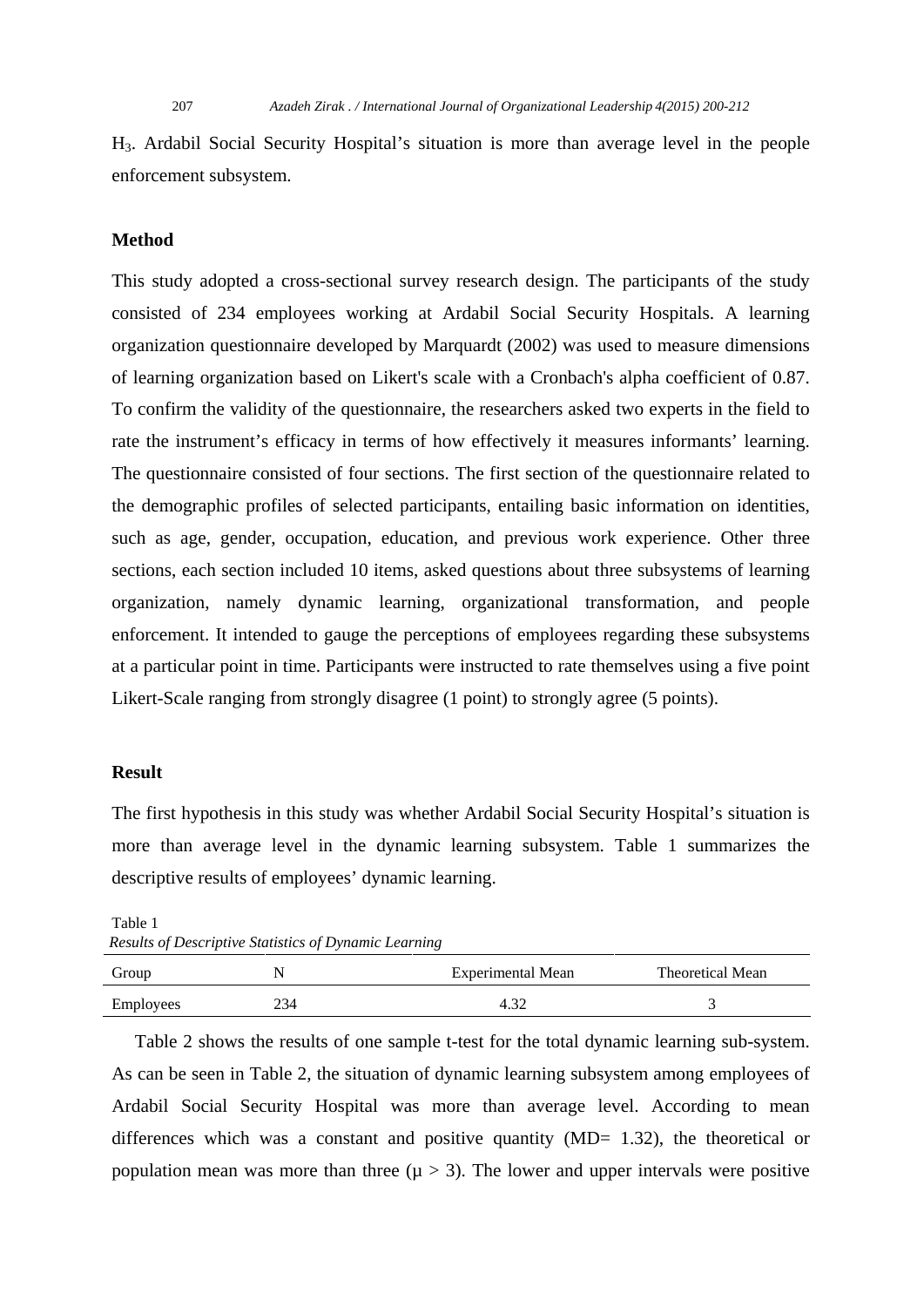$H_3$. Ardabil Social Security Hospital's situation is more than average level in the people enforcement subsystem.

## Method

This study adopted a cross-sectional survey research design. The participants of the study consisted of 234 employees working at Ardabil Social Security Hospitals. A learning organization questionnaire developed by Marquardt (2002) was used to measure dimensions of learning organization based on Likert's scale with a Cronbach's alpha coefficient of 0.87. To confirm the validity of the questionnaire, the researchers asked two experts in the field to rate the instrument's efficacy in terms of how effectively it measures informants' learning. The questionnaire consisted of four sections. The first section of the questionnaire related to the demographic profiles of selected participants, entailing basic information on identities, such as age, gender, occupation, education, and previous work experience. Other three sections, each section included 10 items, asked questions about three subsystems of learning organization, namely dynamic learning, organizational transformation, and people enforcement. It intended to gauge the perceptions of employees regarding these subsystems at a particular point in time. Participants were instructed to rate themselves using a five point Likert-Scale ranging from strongly disagree (1 point) to strongly agree (5 points).

## Result

The first hypothesis in this study was whether Ardabil Social Security Hospital's situation is more than average level in the dynamic learning subsystem. Table 1 summarizes the descriptive results of employees' dynamic learning.

Table 1
*Results of Descriptive Statistics of Dynamic Learning*

| Group | N | Experimental Mean | Theoretical Mean |
|---|---|---|---|
| Employees | 234 | 4.32 | 3 |

Table 2 shows the results of one sample t-test for the total dynamic learning sub-system. As can be seen in Table 2, the situation of dynamic learning subsystem among employees of Ardabil Social Security Hospital was more than average level. According to mean differences which was a constant and positive quantity (MD= 1.32), the theoretical or population mean was more than three ($\mu > 3$). The lower and upper intervals were positive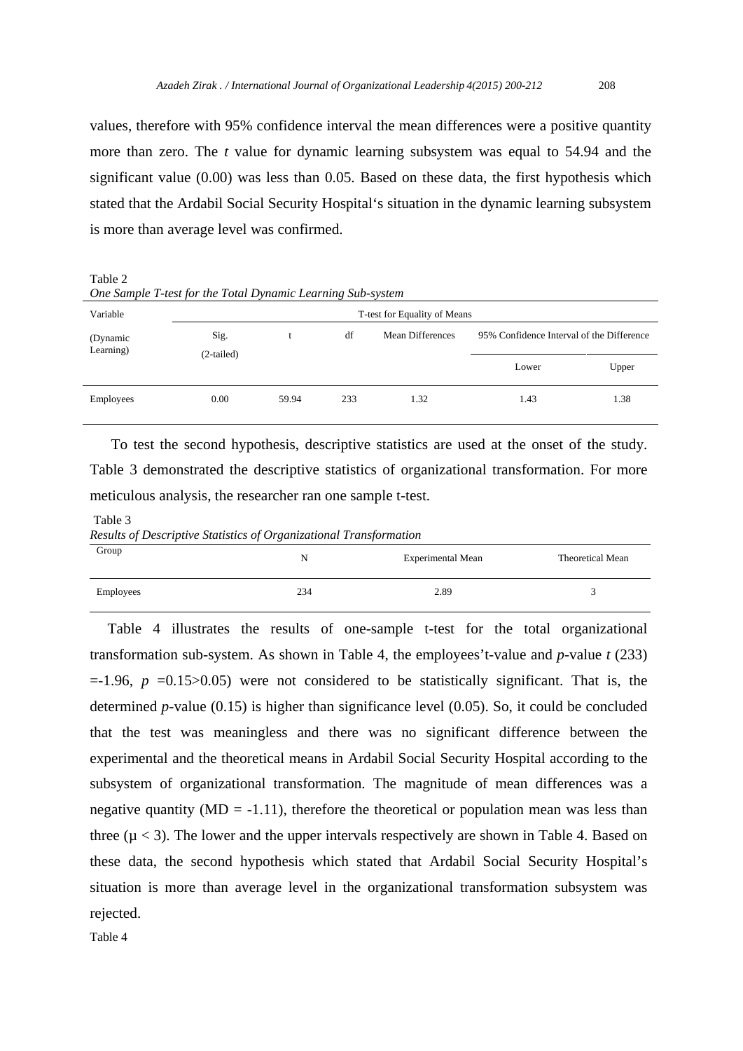values, therefore with 95% confidence interval the mean differences were a positive quantity more than zero. The *t* value for dynamic learning subsystem was equal to 54.94 and the significant value (0.00) was less than 0.05. Based on these data, the first hypothesis which stated that the Ardabil Social Security Hospital's situation in the dynamic learning subsystem is more than average level was confirmed.

Table 2
*One Sample T-test for the Total Dynamic Learning Sub-system*

| Variable | T-test for Equality of Means | | | | | |
|---|---|---|---|---|---|---|
| (Dynamic Learning) | Sig. (2-tailed) | t | df | Mean Differences | 95% Confidence Interval of the Difference | |
| | | | | | Lower | Upper |
| Employees | 0.00 | 59.94 | 233 | 1.32 | 1.43 | 1.38 |

To test the second hypothesis, descriptive statistics are used at the onset of the study. Table 3 demonstrated the descriptive statistics of organizational transformation. For more meticulous analysis, the researcher ran one sample t-test.

Table 3
*Results of Descriptive Statistics of Organizational Transformation*

| Group | N | Experimental Mean | Theoretical Mean |
|---|---|---|---|
| Employees | 234 | 2.89 | 3 |

Table 4 illustrates the results of one-sample t-test for the total organizational transformation sub-system. As shown in Table 4, the employees't-value and *p*-value $t$ (233) =-1.96, $p$ =0.15>0.05) were not considered to be statistically significant. That is, the determined *p*-value (0.15) is higher than significance level (0.05). So, it could be concluded that the test was meaningless and there was no significant difference between the experimental and the theoretical means in Ardabil Social Security Hospital according to the subsystem of organizational transformation. The magnitude of mean differences was a negative quantity (MD = -1.11), therefore the theoretical or population mean was less than three ($\mu < 3$). The lower and the upper intervals respectively are shown in Table 4. Based on these data, the second hypothesis which stated that Ardabil Social Security Hospital's situation is more than average level in the organizational transformation subsystem was rejected.

Table 4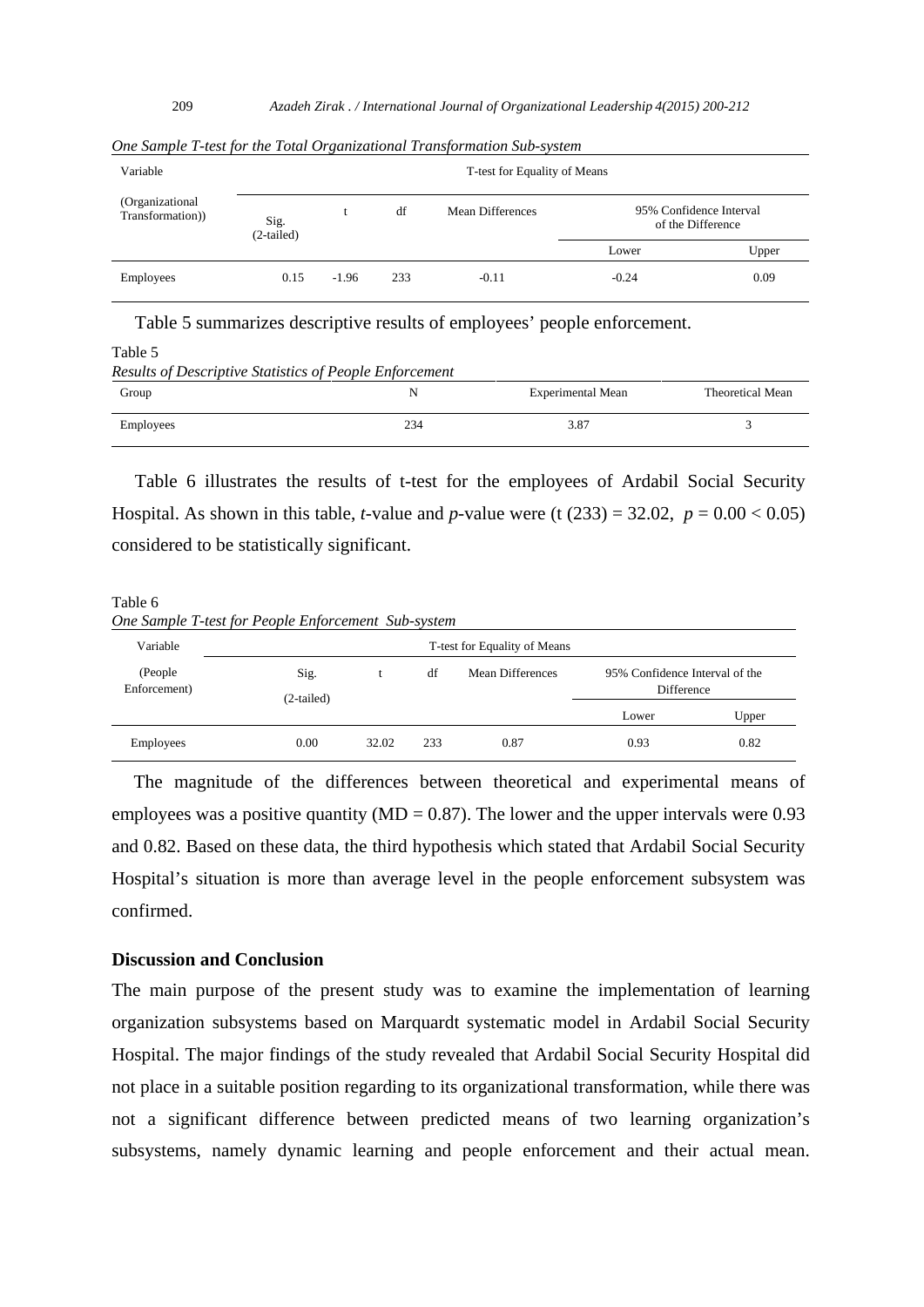*One Sample T-test for the Total Organizational Transformation Sub-system*

| Variable (Organizational Transformation)) | T-test for Equality of Means | | | | | |
|---|---|---|---|---|---|---|
| | Sig. (2-tailed) | t | df | Mean Differences | 95% Confidence Interval of the Difference | |
| | | | | | Lower | Upper |
| Employees | 0.15 | -1.96 | 233 | -0.11 | -0.24 | 0.09 |

Table 5 summarizes descriptive results of employees' people enforcement.

Table 5
*Results of Descriptive Statistics of People Enforcement*

| Group | N | Experimental Mean | Theoretical Mean |
|---|---|---|---|
| Employees | 234 | 3.87 | 3 |

Table 6 illustrates the results of t-test for the employees of Ardabil Social Security Hospital. As shown in this table, *t*-value and *p*-value were ($t\ (233) = 32.02$, $p = 0.00 < 0.05$) considered to be statistically significant.

Table 6
*One Sample T-test for People Enforcement Sub-system*

| Variable (People Enforcement) | T-test for Equality of Means | | | | | |
|---|---|---|---|---|---|---|
| | Sig. (2-tailed) | t | df | Mean Differences | 95% Confidence Interval of the Difference | |
| | | | | | Lower | Upper |
| Employees | 0.00 | 32.02 | 233 | 0.87 | 0.93 | 0.82 |

The magnitude of the differences between theoretical and experimental means of employees was a positive quantity (MD = 0.87). The lower and the upper intervals were 0.93 and 0.82. Based on these data, the third hypothesis which stated that Ardabil Social Security Hospital's situation is more than average level in the people enforcement subsystem was confirmed.

## Discussion and Conclusion

The main purpose of the present study was to examine the implementation of learning organization subsystems based on Marquardt systematic model in Ardabil Social Security Hospital. The major findings of the study revealed that Ardabil Social Security Hospital did not place in a suitable position regarding to its organizational transformation, while there was not a significant difference between predicted means of two learning organization's subsystems, namely dynamic learning and people enforcement and their actual mean.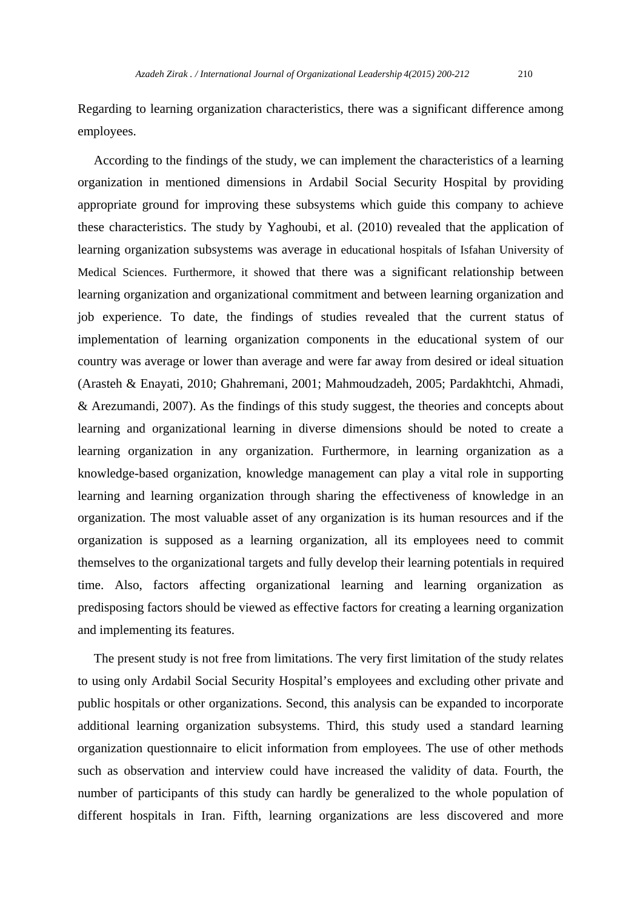Regarding to learning organization characteristics, there was a significant difference among employees.

According to the findings of the study, we can implement the characteristics of a learning organization in mentioned dimensions in Ardabil Social Security Hospital by providing appropriate ground for improving these subsystems which guide this company to achieve these characteristics. The study by Yaghoubi, et al. (2010) revealed that the application of learning organization subsystems was average in educational hospitals of Isfahan University of Medical Sciences. Furthermore, it showed that there was a significant relationship between learning organization and organizational commitment and between learning organization and job experience. To date, the findings of studies revealed that the current status of implementation of learning organization components in the educational system of our country was average or lower than average and were far away from desired or ideal situation (Arasteh & Enayati, 2010; Ghahremani, 2001; Mahmoudzadeh, 2005; Pardakhtchi, Ahmadi, & Arezumandi, 2007). As the findings of this study suggest, the theories and concepts about learning and organizational learning in diverse dimensions should be noted to create a learning organization in any organization. Furthermore, in learning organization as a knowledge-based organization, knowledge management can play a vital role in supporting learning and learning organization through sharing the effectiveness of knowledge in an organization. The most valuable asset of any organization is its human resources and if the organization is supposed as a learning organization, all its employees need to commit themselves to the organizational targets and fully develop their learning potentials in required time. Also, factors affecting organizational learning and learning organization as predisposing factors should be viewed as effective factors for creating a learning organization and implementing its features.

The present study is not free from limitations. The very first limitation of the study relates to using only Ardabil Social Security Hospital's employees and excluding other private and public hospitals or other organizations. Second, this analysis can be expanded to incorporate additional learning organization subsystems. Third, this study used a standard learning organization questionnaire to elicit information from employees. The use of other methods such as observation and interview could have increased the validity of data. Fourth, the number of participants of this study can hardly be generalized to the whole population of different hospitals in Iran. Fifth, learning organizations are less discovered and more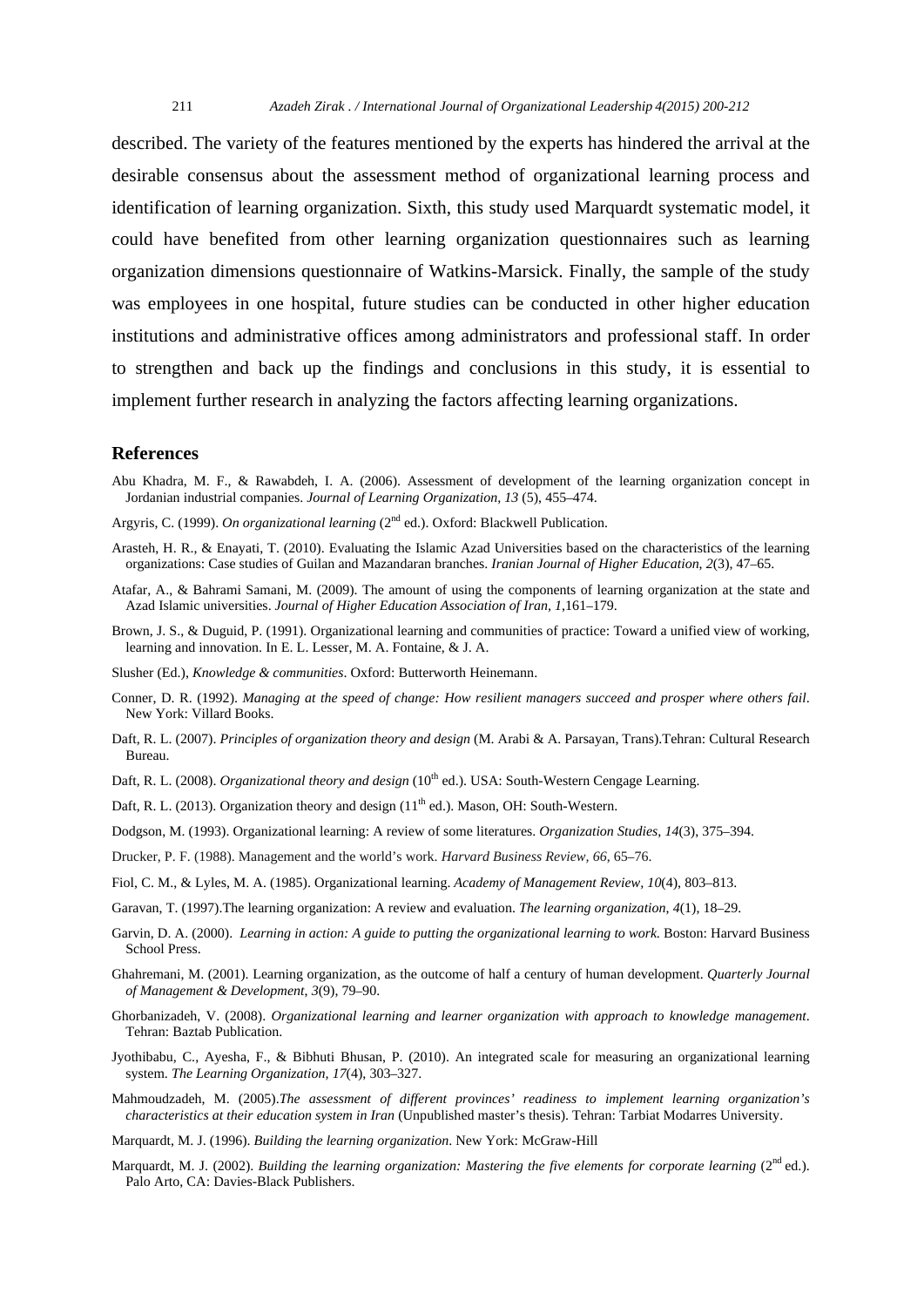described. The variety of the features mentioned by the experts has hindered the arrival at the desirable consensus about the assessment method of organizational learning process and identification of learning organization. Sixth, this study used Marquardt systematic model, it could have benefited from other learning organization questionnaires such as learning organization dimensions questionnaire of Watkins-Marsick. Finally, the sample of the study was employees in one hospital, future studies can be conducted in other higher education institutions and administrative offices among administrators and professional staff. In order to strengthen and back up the findings and conclusions in this study, it is essential to implement further research in analyzing the factors affecting learning organizations.

## References

Abu Khadra, M. F., & Rawabdeh, I. A. (2006). Assessment of development of the learning organization concept in Jordanian industrial companies. *Journal of Learning Organization, 13* (5), 455–474.

Argyris, C. (1999). *On organizational learning* (2nd ed.). Oxford: Blackwell Publication.

Arasteh, H. R., & Enayati, T. (2010). Evaluating the Islamic Azad Universities based on the characteristics of the learning organizations: Case studies of Guilan and Mazandaran branches. *Iranian Journal of Higher Education, 2*(3), 47–65.

Atafar, A., & Bahrami Samani, M. (2009). The amount of using the components of learning organization at the state and Azad Islamic universities. *Journal of Higher Education Association of Iran, 1*,161–179.

Brown, J. S., & Duguid, P. (1991). Organizational learning and communities of practice: Toward a unified view of working, learning and innovation. In E. L. Lesser, M. A. Fontaine, & J. A.

Slusher (Ed.), *Knowledge & communities*. Oxford: Butterworth Heinemann.

Conner, D. R. (1992). *Managing at the speed of change: How resilient managers succeed and prosper where others fail*. New York: Villard Books.

Daft, R. L. (2007). *Principles of organization theory and design* (M. Arabi & A. Parsayan, Trans).Tehran: Cultural Research Bureau.

Daft, R. L. (2008). *Organizational theory and design* (10th ed.). USA: South-Western Cengage Learning.

Daft, R. L. (2013). Organization theory and design (11th ed.). Mason, OH: South-Western.

Dodgson, M. (1993). Organizational learning: A review of some literatures. *Organization Studies, 14*(3), 375–394.

Drucker, P. F. (1988). Management and the world's work. *Harvard Business Review, 66*, 65–76.

Fiol, C. M., & Lyles, M. A. (1985). Organizational learning. *Academy of Management Review, 10*(4), 803–813.

Garavan, T. (1997).The learning organization: A review and evaluation. *The learning organization, 4*(1), 18–29.

Garvin, D. A. (2000). *Learning in action: A guide to putting the organizational learning to work.* Boston: Harvard Business School Press.

Ghahremani, M. (2001). Learning organization, as the outcome of half a century of human development. *Quarterly Journal of Management & Development, 3*(9), 79–90.

Ghorbanizadeh, V. (2008). *Organizational learning and learner organization with approach to knowledge management*. Tehran: Baztab Publication.

Jyothibabu, C., Ayesha, F., & Bibhuti Bhusan, P. (2010). An integrated scale for measuring an organizational learning system. *The Learning Organization, 17*(4), 303–327.

Mahmoudzadeh, M. (2005).*The assessment of different provinces' readiness to implement learning organization's characteristics at their education system in Iran* (Unpublished master's thesis). Tehran: Tarbiat Modarres University.

Marquardt, M. J. (1996). *Building the learning organization*. New York: McGraw-Hill

Marquardt, M. J. (2002). *Building the learning organization: Mastering the five elements for corporate learning* (2nd ed.). Palo Arto, CA: Davies-Black Publishers.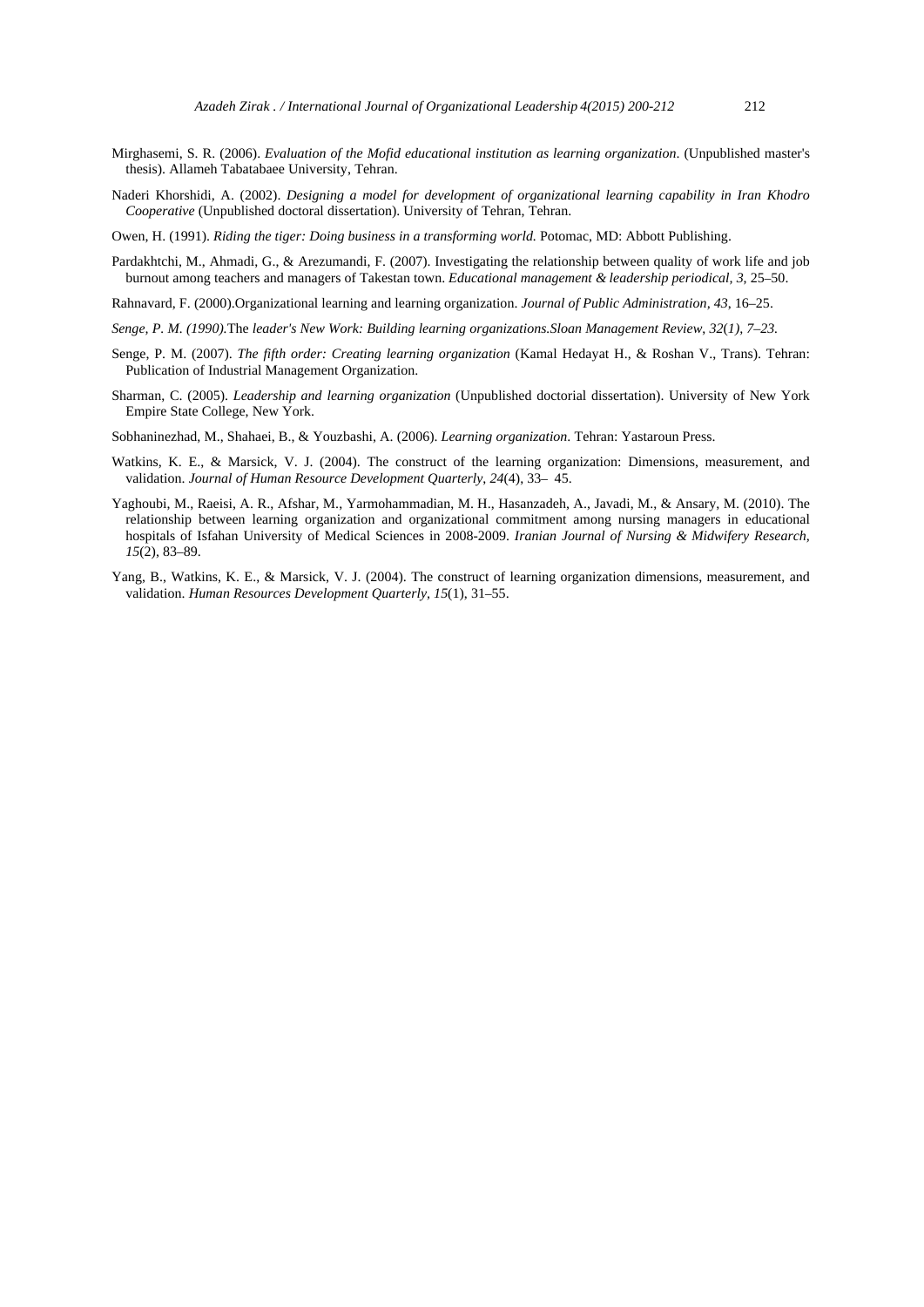Mirghasemi, S. R. (2006). *Evaluation of the Mofid educational institution as learning organization*. (Unpublished master's thesis). Allameh Tabatabaee University, Tehran.

Naderi Khorshidi, A. (2002). *Designing a model for development of organizational learning capability in Iran Khodro Cooperative* (Unpublished doctoral dissertation). University of Tehran, Tehran.

Owen, H. (1991). *Riding the tiger: Doing business in a transforming world.* Potomac, MD: Abbott Publishing.

Pardakhtchi, M., Ahmadi, G., & Arezumandi, F. (2007). Investigating the relationship between quality of work life and job burnout among teachers and managers of Takestan town. *Educational management & leadership periodical, 3*, 25–50.

Rahnavard, F. (2000).Organizational learning and learning organization. *Journal of Public Administration, 43*, 16–25.

*Senge, P. M. (1990).*The *leader's New Work: Building learning organizations.Sloan Management Review, 32(1), 7–23.*

Senge, P. M. (2007). *The fifth order: Creating learning organization* (Kamal Hedayat H., & Roshan V., Trans). Tehran: Publication of Industrial Management Organization.

Sharman, C. (2005). *Leadership and learning organization* (Unpublished doctorial dissertation). University of New York Empire State College, New York.

Sobhaninezhad, M., Shahaei, B., & Youzbashi, A. (2006). *Learning organization*. Tehran: Yastaroun Press.

Watkins, K. E., & Marsick, V. J. (2004). The construct of the learning organization: Dimensions, measurement, and validation. *Journal of Human Resource Development Quarterly*, *24*(4), 33– 45.

Yaghoubi, M., Raeisi, A. R., Afshar, M., Yarmohammadian, M. H., Hasanzadeh, A., Javadi, M., & Ansary, M. (2010). The relationship between learning organization and organizational commitment among nursing managers in educational hospitals of Isfahan University of Medical Sciences in 2008-2009. *Iranian Journal of Nursing & Midwifery Research, 15*(2), 83–89.

Yang, B., Watkins, K. E., & Marsick, V. J. (2004). The construct of learning organization dimensions, measurement, and validation. *Human Resources Development Quarterly*, *15*(1), 31–55.